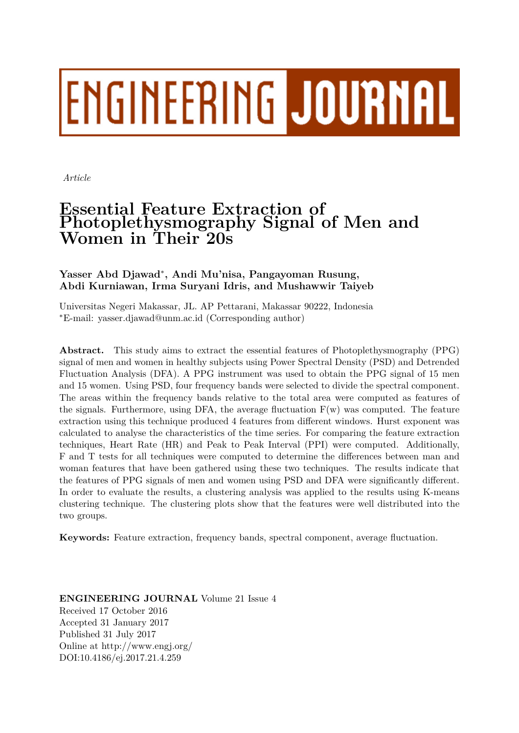ENGINEERING JOURNAL

*Article*

# Essential Feature Extraction of Photoplethysmography Signal of Men and Women in Their 20s

**Yasser Abd Djawad***, **Andi Mu'nisa, Pangayoman Rusung, Abdi Kurniawan, Irma Suryani Idris, and Mushawwir Taiyeb**

Universitas Negeri Makassar, JL. AP Pettarani, Makassar 90222, Indonesia
*E-mail: yasser.djawad@unm.ac.id (Corresponding author)

**Abstract.** This study aims to extract the essential features of Photoplethysmography (PPG) signal of men and women in healthy subjects using Power Spectral Density (PSD) and Detrended Fluctuation Analysis (DFA). A PPG instrument was used to obtain the PPG signal of 15 men and 15 women. Using PSD, four frequency bands were selected to divide the spectral component. The areas within the frequency bands relative to the total area were computed as features of the signals. Furthermore, using DFA, the average fluctuation F(w) was computed. The feature extraction using this technique produced 4 features from different windows. Hurst exponent was calculated to analyse the characteristics of the time series. For comparing the feature extraction techniques, Heart Rate (HR) and Peak to Peak Interval (PPI) were computed. Additionally, F and T tests for all techniques were computed to determine the differences between man and woman features that have been gathered using these two techniques. The results indicate that the features of PPG signals of men and women using PSD and DFA were significantly different. In order to evaluate the results, a clustering analysis was applied to the results using K-means clustering technique. The clustering plots show that the features were well distributed into the two groups.

**Keywords:** Feature extraction, frequency bands, spectral component, average fluctuation.

**ENGINEERING JOURNAL** Volume 21 Issue 4
Received 17 October 2016
Accepted 31 January 2017
Published 31 July 2017
Online at http://www.engj.org/
DOI:10.4186/ej.2017.21.4.259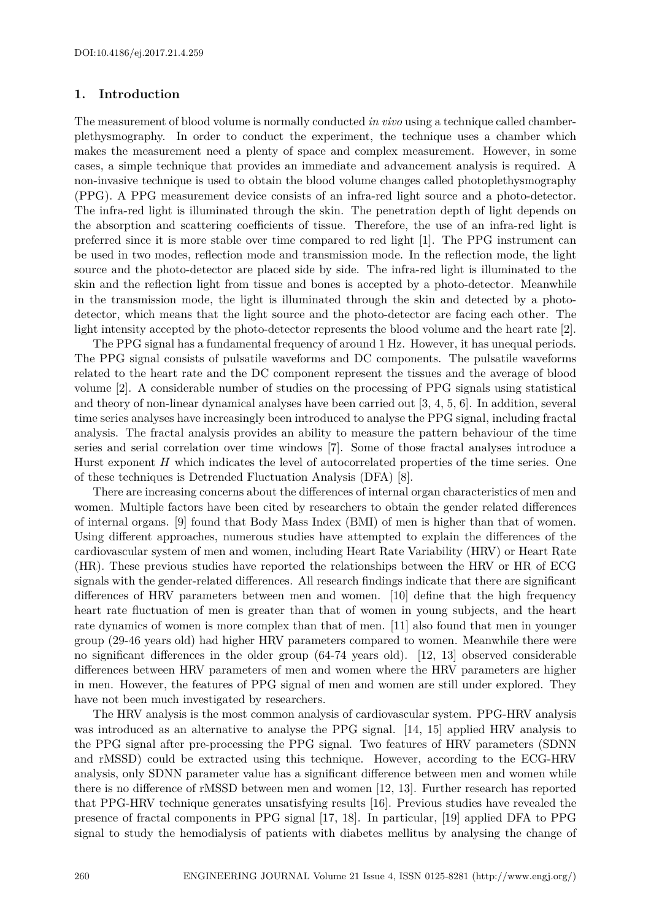## 1. Introduction

The measurement of blood volume is normally conducted *in vivo* using a technique called chamber-plethysmography. In order to conduct the experiment, the technique uses a chamber which makes the measurement need a plenty of space and complex measurement. However, in some cases, a simple technique that provides an immediate and advancement analysis is required. A non-invasive technique is used to obtain the blood volume changes called photoplethysmography (PPG). A PPG measurement device consists of an infra-red light source and a photo-detector. The infra-red light is illuminated through the skin. The penetration depth of light depends on the absorption and scattering coefficients of tissue. Therefore, the use of an infra-red light is preferred since it is more stable over time compared to red light [1]. The PPG instrument can be used in two modes, reflection mode and transmission mode. In the reflection mode, the light source and the photo-detector are placed side by side. The infra-red light is illuminated to the skin and the reflection light from tissue and bones is accepted by a photo-detector. Meanwhile in the transmission mode, the light is illuminated through the skin and detected by a photo-detector, which means that the light source and the photo-detector are facing each other. The light intensity accepted by the photo-detector represents the blood volume and the heart rate [2].

The PPG signal has a fundamental frequency of around 1 Hz. However, it has unequal periods. The PPG signal consists of pulsatile waveforms and DC components. The pulsatile waveforms related to the heart rate and the DC component represent the tissues and the average of blood volume [2]. A considerable number of studies on the processing of PPG signals using statistical and theory of non-linear dynamical analyses have been carried out [3, 4, 5, 6]. In addition, several time series analyses have increasingly been introduced to analyse the PPG signal, including fractal analysis. The fractal analysis provides an ability to measure the pattern behaviour of the time series and serial correlation over time windows [7]. Some of those fractal analyses introduce a Hurst exponent $H$ which indicates the level of autocorrelated properties of the time series. One of these techniques is Detrended Fluctuation Analysis (DFA) [8].

There are increasing concerns about the differences of internal organ characteristics of men and women. Multiple factors have been cited by researchers to obtain the gender related differences of internal organs. [9] found that Body Mass Index (BMI) of men is higher than that of women. Using different approaches, numerous studies have attempted to explain the differences of the cardiovascular system of men and women, including Heart Rate Variability (HRV) or Heart Rate (HR). These previous studies have reported the relationships between the HRV or HR of ECG signals with the gender-related differences. All research findings indicate that there are significant differences of HRV parameters between men and women. [10] define that the high frequency heart rate fluctuation of men is greater than that of women in young subjects, and the heart rate dynamics of women is more complex than that of men. [11] also found that men in younger group (29-46 years old) had higher HRV parameters compared to women. Meanwhile there were no significant differences in the older group (64-74 years old). [12, 13] observed considerable differences between HRV parameters of men and women where the HRV parameters are higher in men. However, the features of PPG signal of men and women are still under explored. They have not been much investigated by researchers.

The HRV analysis is the most common analysis of cardiovascular system. PPG-HRV analysis was introduced as an alternative to analyse the PPG signal. [14, 15] applied HRV analysis to the PPG signal after pre-processing the PPG signal. Two features of HRV parameters (SDNN and rMSSD) could be extracted using this technique. However, according to the ECG-HRV analysis, only SDNN parameter value has a significant difference between men and women while there is no difference of rMSSD between men and women [12, 13]. Further research has reported that PPG-HRV technique generates unsatisfying results [16]. Previous studies have revealed the presence of fractal components in PPG signal [17, 18]. In particular, [19] applied DFA to PPG signal to study the hemodialysis of patients with diabetes mellitus by analysing the change of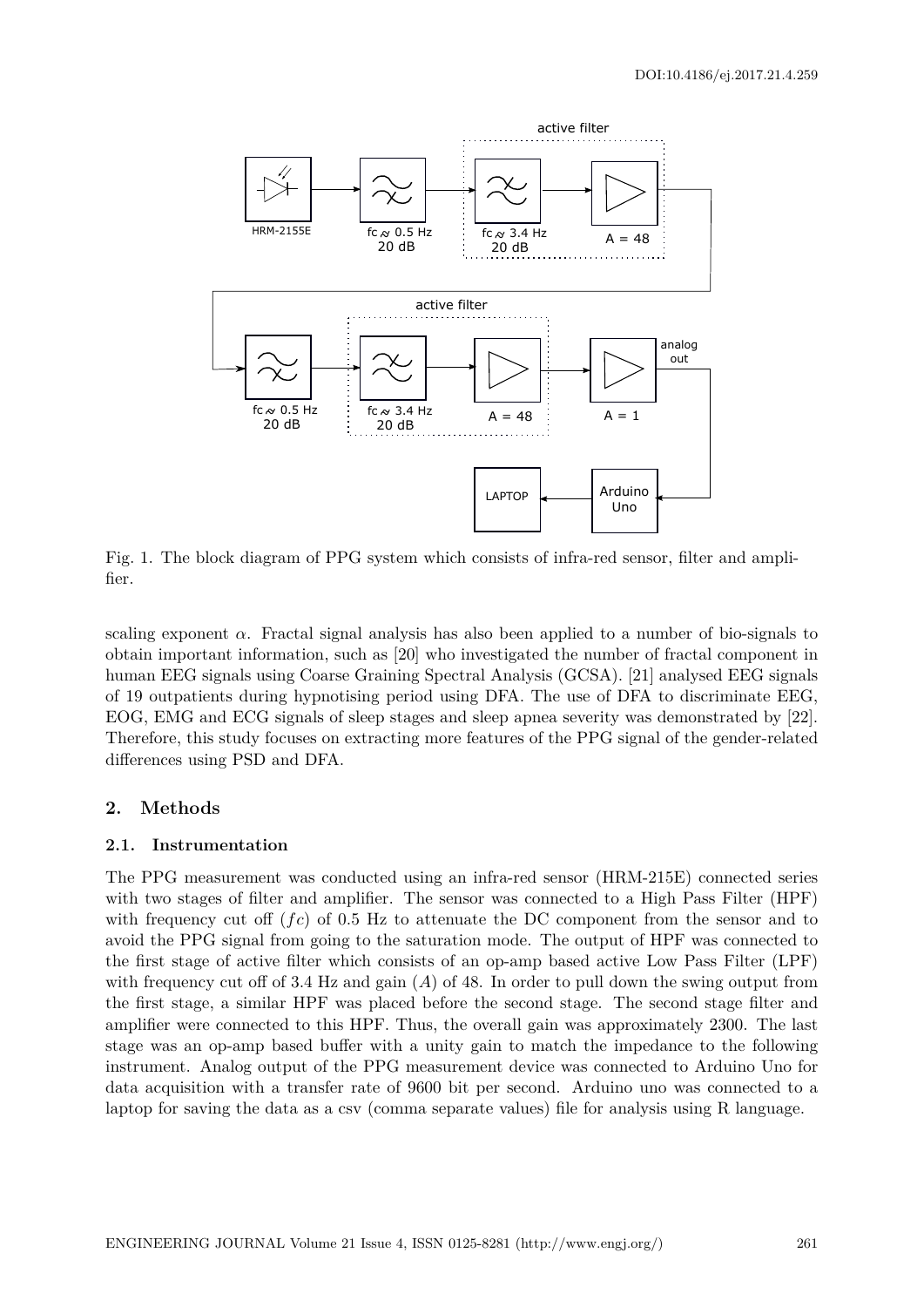Fig. 1. The block diagram of PPG system which consists of infra-red sensor, filter and amplifier.

scaling exponent $\alpha$. Fractal signal analysis has also been applied to a number of bio-signals to obtain important information, such as [20] who investigated the number of fractal component in human EEG signals using Coarse Graining Spectral Analysis (GCSA). [21] analysed EEG signals of 19 outpatients during hypnotising period using DFA. The use of DFA to discriminate EEG, EOG, EMG and ECG signals of sleep stages and sleep apnea severity was demonstrated by [22]. Therefore, this study focuses on extracting more features of the PPG signal of the gender-related differences using PSD and DFA.

## 2. Methods

### 2.1. Instrumentation

The PPG measurement was conducted using an infra-red sensor (HRM-215E) connected series with two stages of filter and amplifier. The sensor was connected to a High Pass Filter (HPF) with frequency cut off ($fc$) of 0.5 Hz to attenuate the DC component from the sensor and to avoid the PPG signal from going to the saturation mode. The output of HPF was connected to the first stage of active filter which consists of an op-amp based active Low Pass Filter (LPF) with frequency cut off of 3.4 Hz and gain ($A$) of 48. In order to pull down the swing output from the first stage, a similar HPF was placed before the second stage. The second stage filter and amplifier were connected to this HPF. Thus, the overall gain was approximately 2300. The last stage was an op-amp based buffer with a unity gain to match the impedance to the following instrument. Analog output of the PPG measurement device was connected to Arduino Uno for data acquisition with a transfer rate of 9600 bit per second. Arduino uno was connected to a laptop for saving the data as a csv (comma separate values) file for analysis using R language.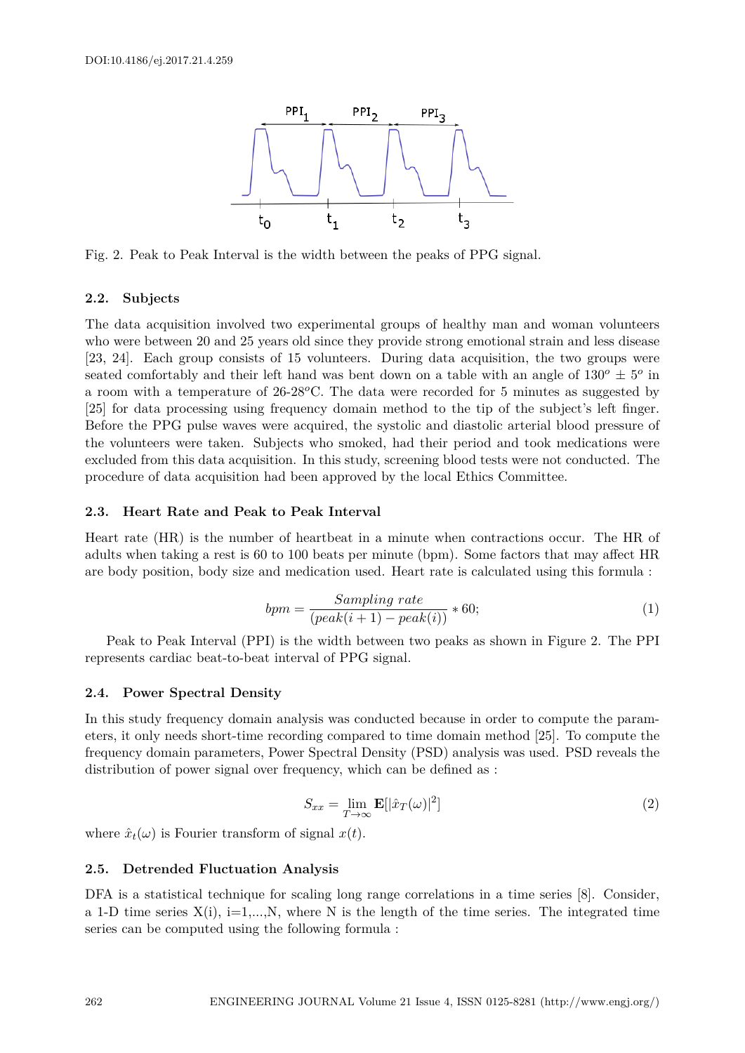Fig. 2. Peak to Peak Interval is the width between the peaks of PPG signal.

### 2.2. Subjects

The data acquisition involved two experimental groups of healthy man and woman volunteers who were between 20 and 25 years old since they provide strong emotional strain and less disease [23, 24]. Each group consists of 15 volunteers. During data acquisition, the two groups were seated comfortably and their left hand was bent down on a table with an angle of $130^o \pm 5^o$ in a room with a temperature of 26-28$^o$C. The data were recorded for 5 minutes as suggested by [25] for data processing using frequency domain method to the tip of the subject's left finger. Before the PPG pulse waves were acquired, the systolic and diastolic arterial blood pressure of the volunteers were taken. Subjects who smoked, had their period and took medications were excluded from this data acquisition. In this study, screening blood tests were not conducted. The procedure of data acquisition had been approved by the local Ethics Committee.

### 2.3. Heart Rate and Peak to Peak Interval

Heart rate (HR) is the number of heartbeat in a minute when contractions occur. The HR of adults when taking a rest is 60 to 100 beats per minute (bpm). Some factors that may affect HR are body position, body size and medication used. Heart rate is calculated using this formula :

$$bpm = \frac{Sampling\ rate}{(peak(i+1) - peak(i))} * 60; \tag{1}$$

Peak to Peak Interval (PPI) is the width between two peaks as shown in Figure 2. The PPI represents cardiac beat-to-beat interval of PPG signal.

### 2.4. Power Spectral Density

In this study frequency domain analysis was conducted because in order to compute the parameters, it only needs short-time recording compared to time domain method [25]. To compute the frequency domain parameters, Power Spectral Density (PSD) analysis was used. PSD reveals the distribution of power signal over frequency, which can be defined as :

$$S_{xx} = \lim_{T \to \infty} \mathbf{E}[|\hat{x}_T(\omega)|^2] \tag{2}$$

where $\hat{x}_t(\omega)$ is Fourier transform of signal $x(t)$.

### 2.5. Detrended Fluctuation Analysis

DFA is a statistical technique for scaling long range correlations in a time series [8]. Consider, a 1-D time series X(i), i=1,...,N, where N is the length of the time series. The integrated time series can be computed using the following formula :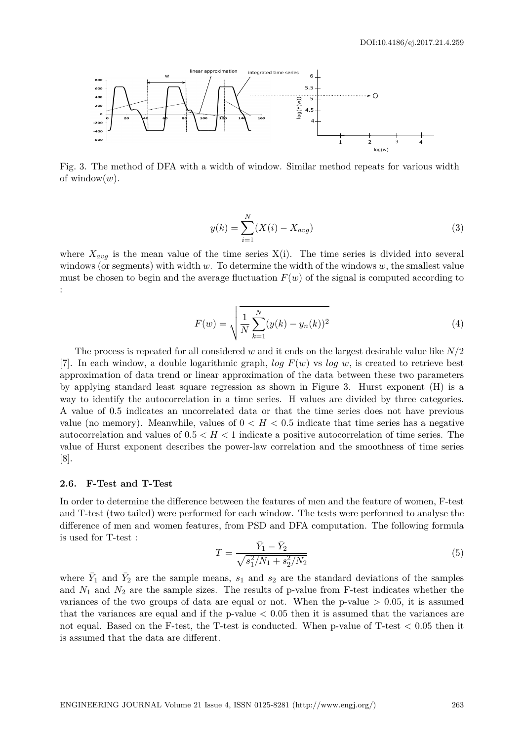Fig. 3. The method of DFA with a width of window. Similar method repeats for various width of window($w$).

$$y(k) = \sum_{i=1}^{N}(X(i) - X_{avg}) \tag{3}$$

where $X_{avg}$ is the mean value of the time series X(i). The time series is divided into several windows (or segments) with width $w$. To determine the width of the windows $w$, the smallest value must be chosen to begin and the average fluctuation $F(w)$ of the signal is computed according to :

$$F(w) = \sqrt{\frac{1}{N}\sum_{k=1}^{N}(y(k) - y_n(k))^2} \tag{4}$$

The process is repeated for all considered $w$ and it ends on the largest desirable value like $N/2$ [7]. In each window, a double logarithmic graph, $log\ F(w)$ vs $log\ w$, is created to retrieve best approximation of data trend or linear approximation of the data between these two parameters by applying standard least square regression as shown in Figure 3. Hurst exponent (H) is a way to identify the autocorrelation in a time series. H values are divided by three categories. A value of 0.5 indicates an uncorrelated data or that the time series does not have previous value (no memory). Meanwhile, values of $0 < H < 0.5$ indicate that time series has a negative autocorrelation and values of $0.5 < H < 1$ indicate a positive autocorrelation of time series. The value of Hurst exponent describes the power-law correlation and the smoothness of time series [8].

### 2.6. F-Test and T-Test

In order to determine the difference between the features of men and the feature of women, F-test and T-test (two tailed) were performed for each window. The tests were performed to analyse the difference of men and women features, from PSD and DFA computation. The following formula is used for T-test :

$$T = \frac{\bar{Y}_1 - \bar{Y}_2}{\sqrt{s_1^2/N_1 + s_2^2/N_2}} \tag{5}$$

where $\bar{Y}_1$ and $\bar{Y}_2$ are the sample means, $s_1$ and $s_2$ are the standard deviations of the samples and $N_1$ and $N_2$ are the sample sizes. The results of p-value from F-test indicates whether the variances of the two groups of data are equal or not. When the p-value $> 0.05$, it is assumed that the variances are equal and if the p-value $< 0.05$ then it is assumed that the variances are not equal. Based on the F-test, the T-test is conducted. When p-value of T-test $< 0.05$ then it is assumed that the data are different.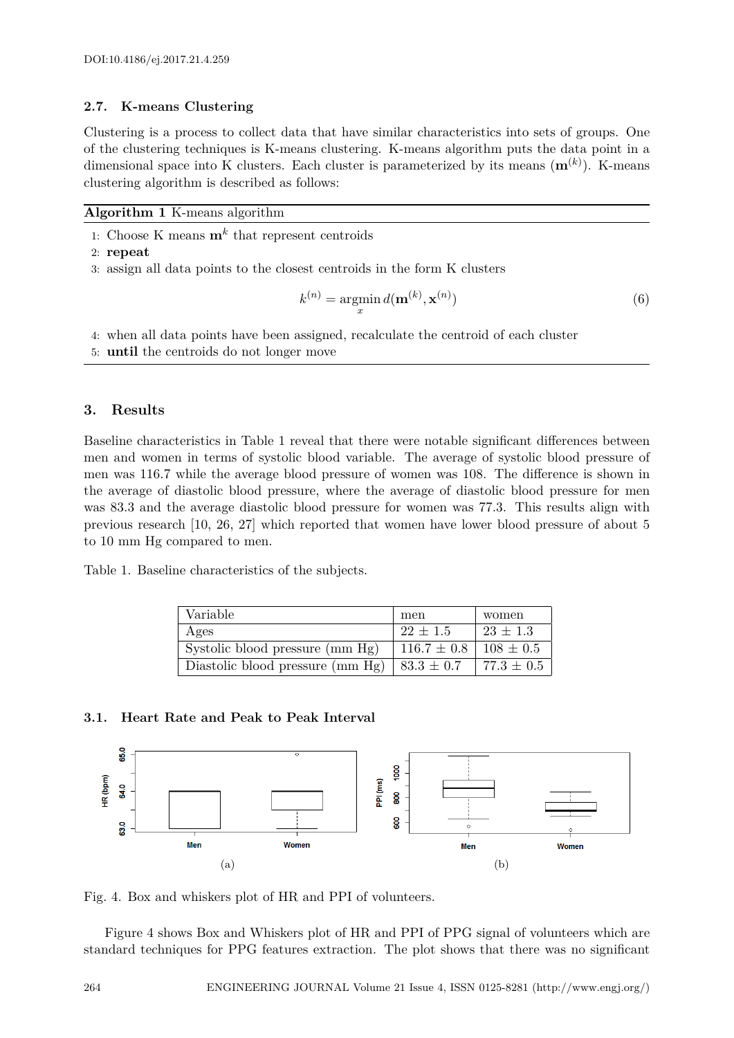### 2.7. K-means Clustering

Clustering is a process to collect data that have similar characteristics into sets of groups. One of the clustering techniques is K-means clustering. K-means algorithm puts the data point in a dimensional space into K clusters. Each cluster is parameterized by its means ($\mathbf{m}^{(k)}$). K-means clustering algorithm is described as follows:

**Algorithm 1** K-means algorithm

1: Choose K means $\mathbf{m}^k$ that represent centroids
2: **repeat**
3: assign all data points to the closest centroids in the form K clusters

$$k^{(n)} = \underset{x}{\operatorname{argmin}}\, d(\mathbf{m}^{(k)}, \mathbf{x}^{(n)}) \tag{6}$$

4: when all data points have been assigned, recalculate the centroid of each cluster
5: **until** the centroids do not longer move

## 3. Results

Baseline characteristics in Table 1 reveal that there were notable significant differences between men and women in terms of systolic blood variable. The average of systolic blood pressure of men was 116.7 while the average blood pressure of women was 108. The difference is shown in the average of diastolic blood pressure, where the average of diastolic blood pressure for men was 83.3 and the average diastolic blood pressure for women was 77.3. This results align with previous research [10, 26, 27] which reported that women have lower blood pressure of about 5 to 10 mm Hg compared to men.

Table 1. Baseline characteristics of the subjects.

| Variable | men | women |
|---|---|---|
| Ages | $22 \pm 1.5$ | $23 \pm 1.3$ |
| Systolic blood pressure (mm Hg) | $116.7 \pm 0.8$ | $108 \pm 0.5$ |
| Diastolic blood pressure (mm Hg) | $83.3 \pm 0.7$ | $77.3 \pm 0.5$ |

### 3.1. Heart Rate and Peak to Peak Interval

(a) (b)

Fig. 4. Box and whiskers plot of HR and PPI of volunteers.

Figure 4 shows Box and Whiskers plot of HR and PPI of PPG signal of volunteers which are standard techniques for PPG features extraction. The plot shows that there was no significant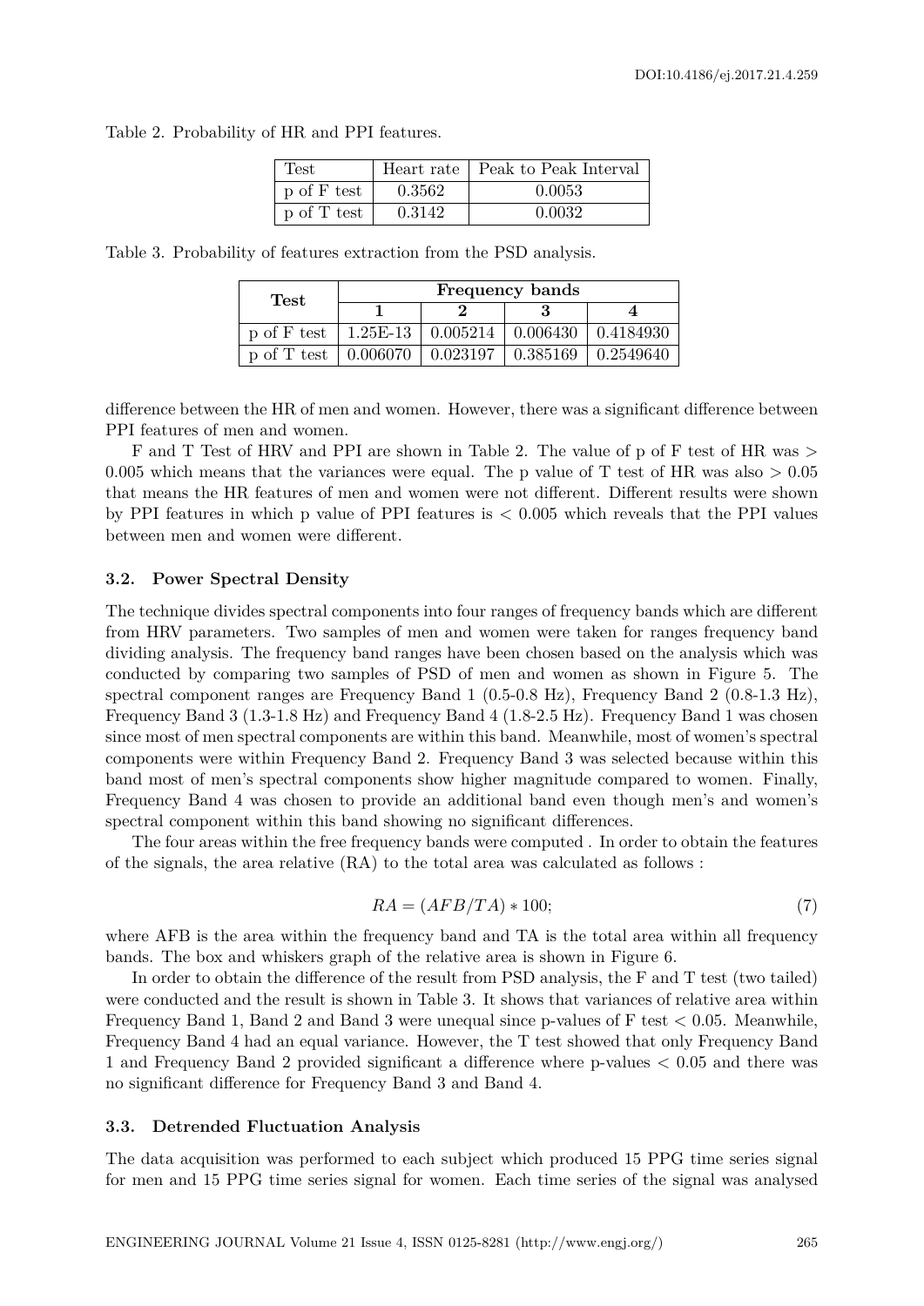Table 2. Probability of HR and PPI features.

| Test | Heart rate | Peak to Peak Interval |
|---|---|---|
| p of F test | 0.3562 | 0.0053 |
| p of T test | 0.3142 | 0.0032 |

Table 3. Probability of features extraction from the PSD analysis.

| **Test** | **Frequency bands** | | | |
|---|---|---|---|---|
| | **1** | **2** | **3** | **4** |
| p of F test | 1.25E-13 | 0.005214 | 0.006430 | 0.4184930 |
| p of T test | 0.006070 | 0.023197 | 0.385169 | 0.2549640 |

difference between the HR of men and women. However, there was a significant difference between PPI features of men and women.

F and T Test of HRV and PPI are shown in Table 2. The value of p of F test of HR was $> 0.005$ which means that the variances were equal. The p value of T test of HR was also $> 0.05$ that means the HR features of men and women were not different. Different results were shown by PPI features in which p value of PPI features is $< 0.005$ which reveals that the PPI values between men and women were different.

### 3.2. Power Spectral Density

The technique divides spectral components into four ranges of frequency bands which are different from HRV parameters. Two samples of men and women were taken for ranges frequency band dividing analysis. The frequency band ranges have been chosen based on the analysis which was conducted by comparing two samples of PSD of men and women as shown in Figure 5. The spectral component ranges are Frequency Band 1 (0.5-0.8 Hz), Frequency Band 2 (0.8-1.3 Hz), Frequency Band 3 (1.3-1.8 Hz) and Frequency Band 4 (1.8-2.5 Hz). Frequency Band 1 was chosen since most of men spectral components are within this band. Meanwhile, most of women's spectral components were within Frequency Band 2. Frequency Band 3 was selected because within this band most of men's spectral components show higher magnitude compared to women. Finally, Frequency Band 4 was chosen to provide an additional band even though men's and women's spectral component within this band showing no significant differences.

The four areas within the free frequency bands were computed . In order to obtain the features of the signals, the area relative (RA) to the total area was calculated as follows :

$$RA = (AFB/TA) * 100; \tag{7}$$

where AFB is the area within the frequency band and TA is the total area within all frequency bands. The box and whiskers graph of the relative area is shown in Figure 6.

In order to obtain the difference of the result from PSD analysis, the F and T test (two tailed) were conducted and the result is shown in Table 3. It shows that variances of relative area within Frequency Band 1, Band 2 and Band 3 were unequal since p-values of F test $< 0.05$. Meanwhile, Frequency Band 4 had an equal variance. However, the T test showed that only Frequency Band 1 and Frequency Band 2 provided significant a difference where p-values $< 0.05$ and there was no significant difference for Frequency Band 3 and Band 4.

### 3.3. Detrended Fluctuation Analysis

The data acquisition was performed to each subject which produced 15 PPG time series signal for men and 15 PPG time series signal for women. Each time series of the signal was analysed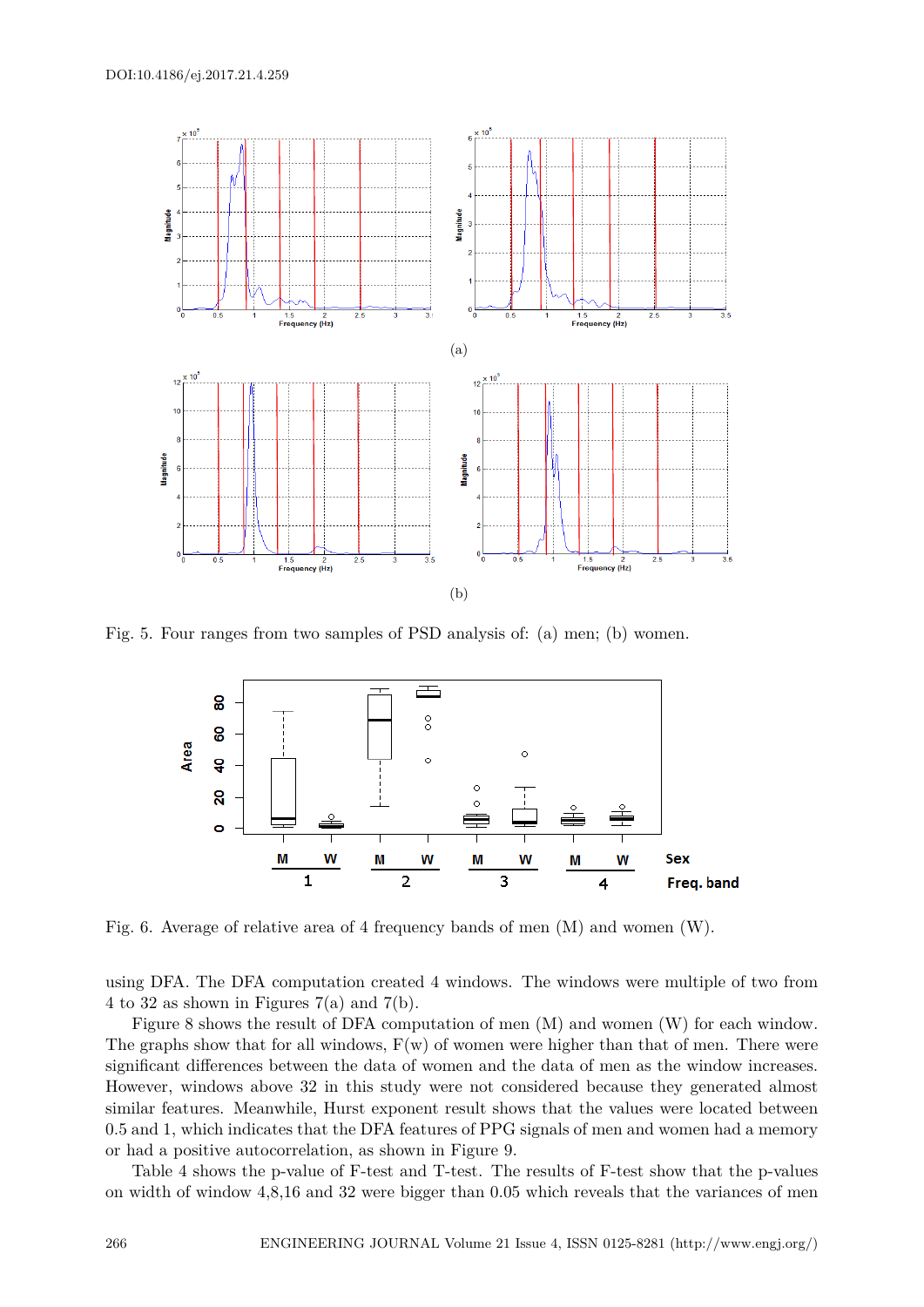Fig. 5. Four ranges from two samples of PSD analysis of: (a) men; (b) women.

Fig. 6. Average of relative area of 4 frequency bands of men (M) and women (W).

using DFA. The DFA computation created 4 windows. The windows were multiple of two from 4 to 32 as shown in Figures 7(a) and 7(b).

Figure 8 shows the result of DFA computation of men (M) and women (W) for each window. The graphs show that for all windows, F(w) of women were higher than that of men. There were significant differences between the data of women and the data of men as the window increases. However, windows above 32 in this study were not considered because they generated almost similar features. Meanwhile, Hurst exponent result shows that the values were located between 0.5 and 1, which indicates that the DFA features of PPG signals of men and women had a memory or had a positive autocorrelation, as shown in Figure 9.

Table 4 shows the p-value of F-test and T-test. The results of F-test show that the p-values on width of window 4,8,16 and 32 were bigger than 0.05 which reveals that the variances of men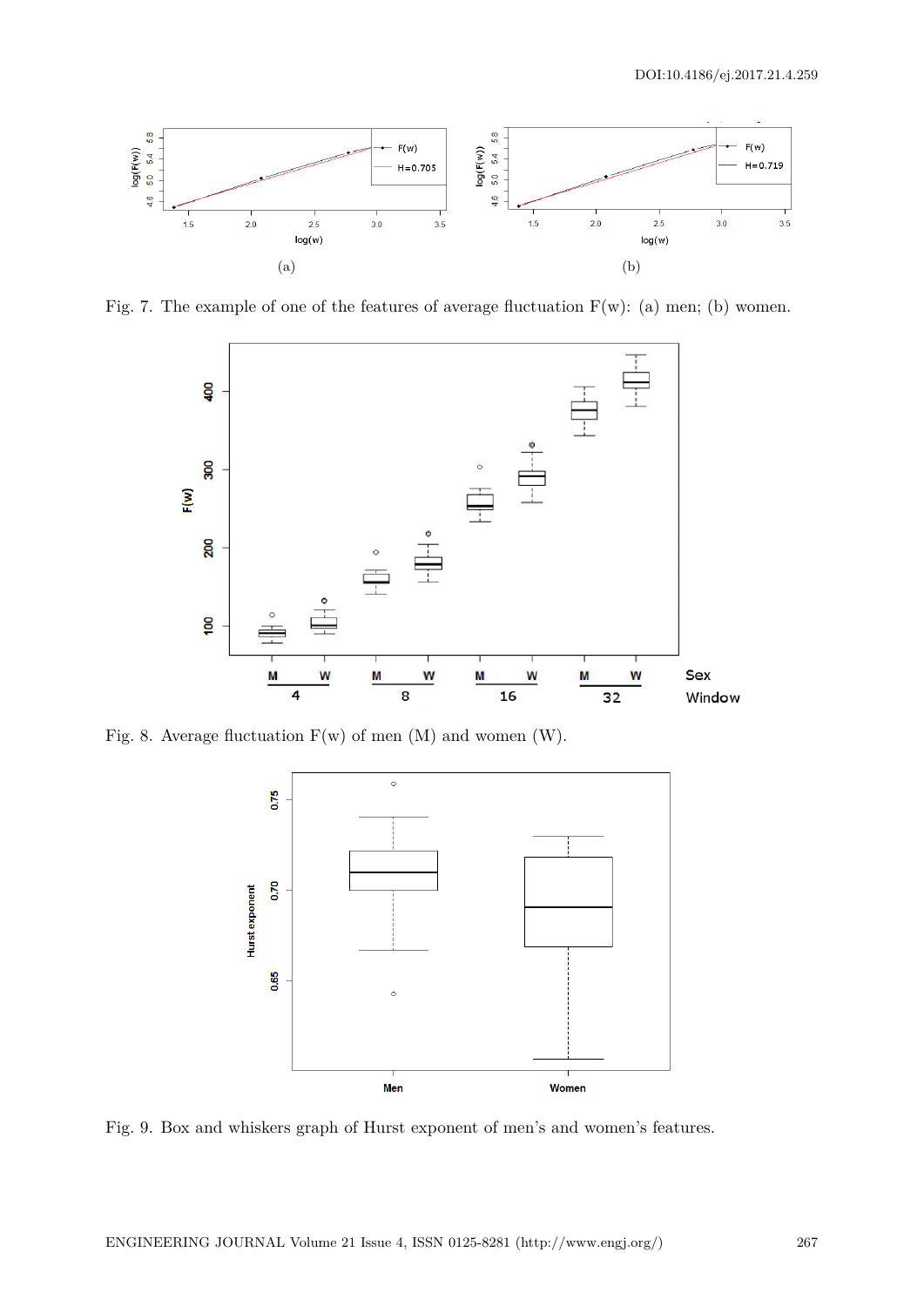Fig. 7. The example of one of the features of average fluctuation F(w): (a) men; (b) women.

Fig. 8. Average fluctuation F(w) of men (M) and women (W).

Fig. 9. Box and whiskers graph of Hurst exponent of men's and women's features.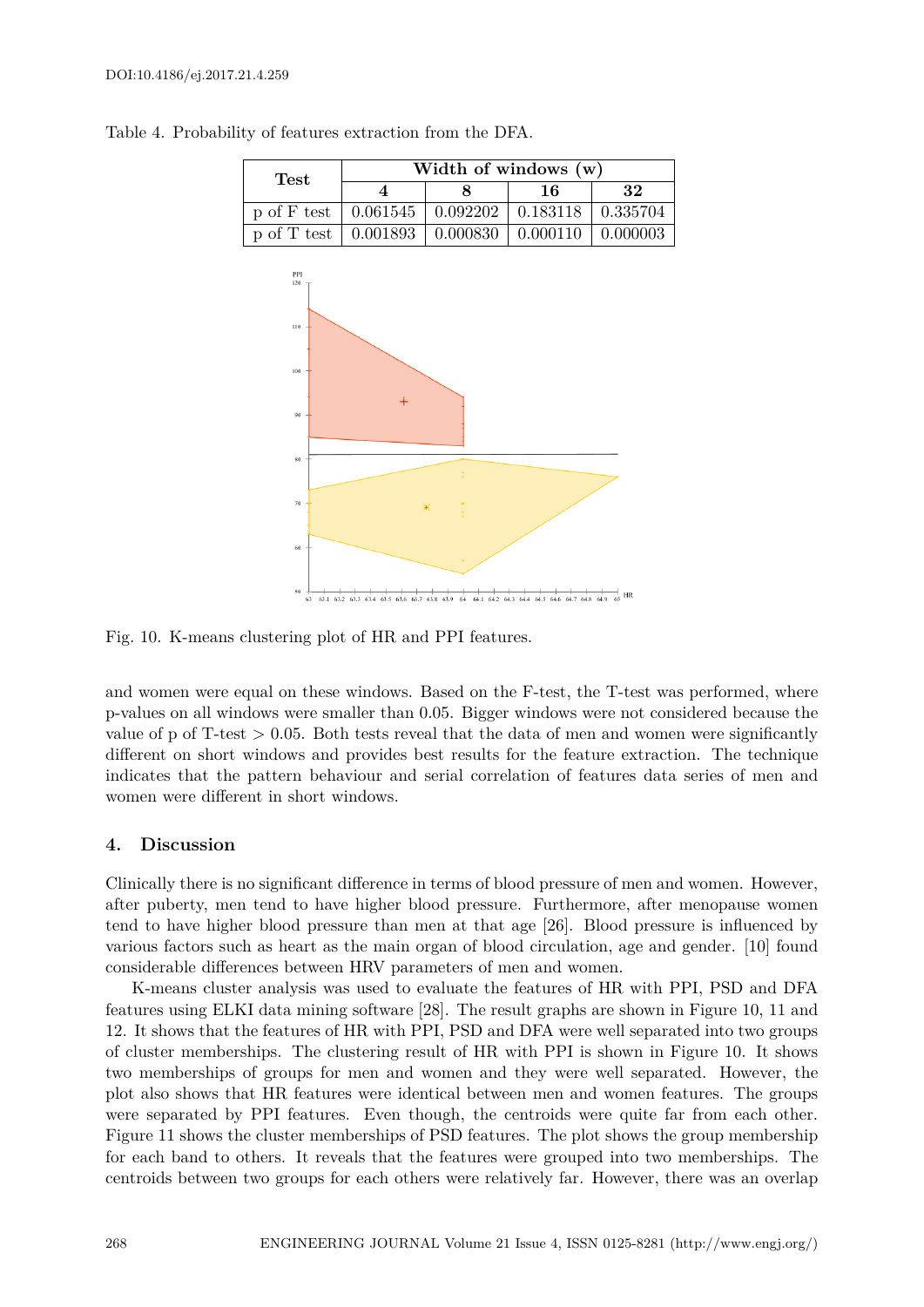Table 4. Probability of features extraction from the DFA.

| Test | Width of windows (w) | | | |
|---|---|---|---|---|
| | **4** | **8** | **16** | **32** |
| p of F test | 0.061545 | 0.092202 | 0.183118 | 0.335704 |
| p of T test | 0.001893 | 0.000830 | 0.000110 | 0.000003 |

Fig. 10. K-means clustering plot of HR and PPI features.

and women were equal on these windows. Based on the F-test, the T-test was performed, where p-values on all windows were smaller than 0.05. Bigger windows were not considered because the value of p of T-test $> 0.05$. Both tests reveal that the data of men and women were significantly different on short windows and provides best results for the feature extraction. The technique indicates that the pattern behaviour and serial correlation of features data series of men and women were different in short windows.

## 4. Discussion

Clinically there is no significant difference in terms of blood pressure of men and women. However, after puberty, men tend to have higher blood pressure. Furthermore, after menopause women tend to have higher blood pressure than men at that age [26]. Blood pressure is influenced by various factors such as heart as the main organ of blood circulation, age and gender. [10] found considerable differences between HRV parameters of men and women.

K-means cluster analysis was used to evaluate the features of HR with PPI, PSD and DFA features using ELKI data mining software [28]. The result graphs are shown in Figure 10, 11 and 12. It shows that the features of HR with PPI, PSD and DFA were well separated into two groups of cluster memberships. The clustering result of HR with PPI is shown in Figure 10. It shows two memberships of groups for men and women and they were well separated. However, the plot also shows that HR features were identical between men and women features. The groups were separated by PPI features. Even though, the centroids were quite far from each other. Figure 11 shows the cluster memberships of PSD features. The plot shows the group membership for each band to others. It reveals that the features were grouped into two memberships. The centroids between two groups for each others were relatively far. However, there was an overlap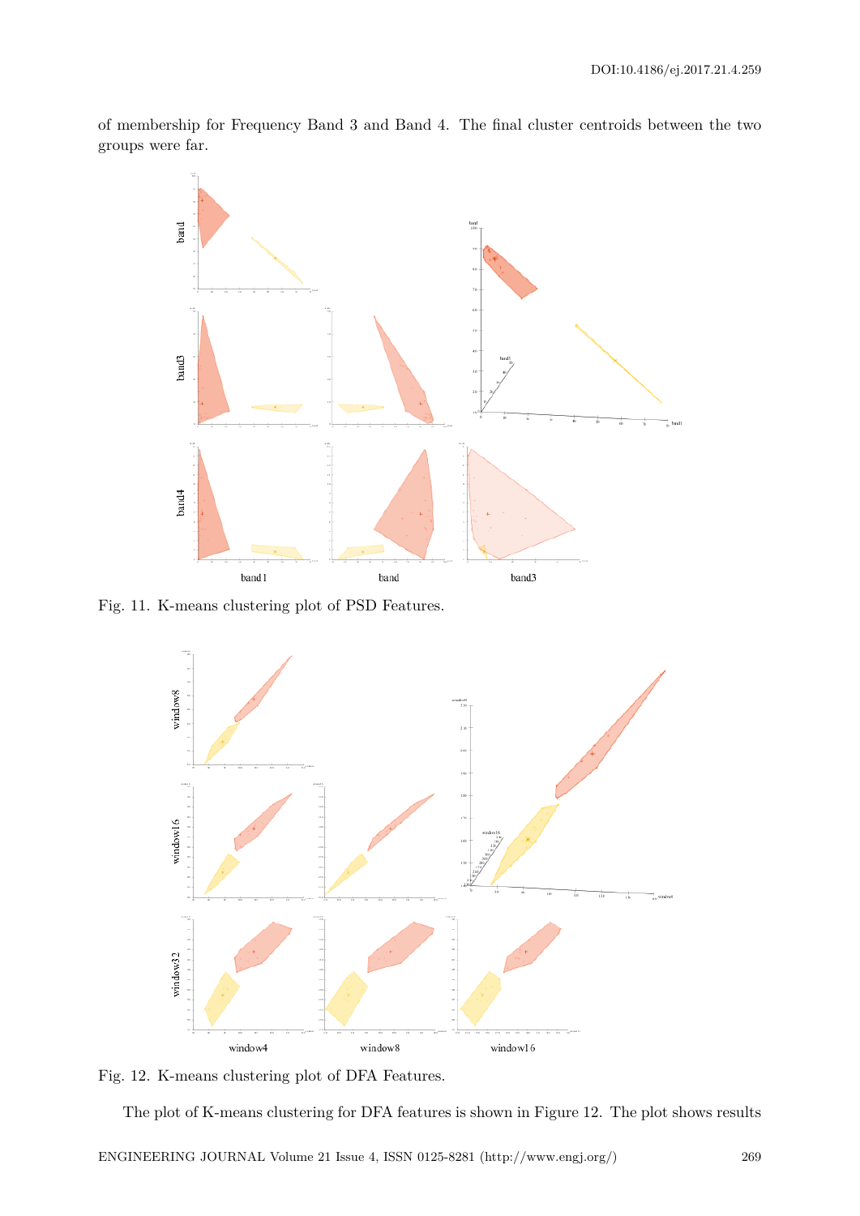of membership for Frequency Band 3 and Band 4. The final cluster centroids between the two groups were far.

Fig. 11. K-means clustering plot of PSD Features.

Fig. 12. K-means clustering plot of DFA Features.

The plot of K-means clustering for DFA features is shown in Figure 12. The plot shows results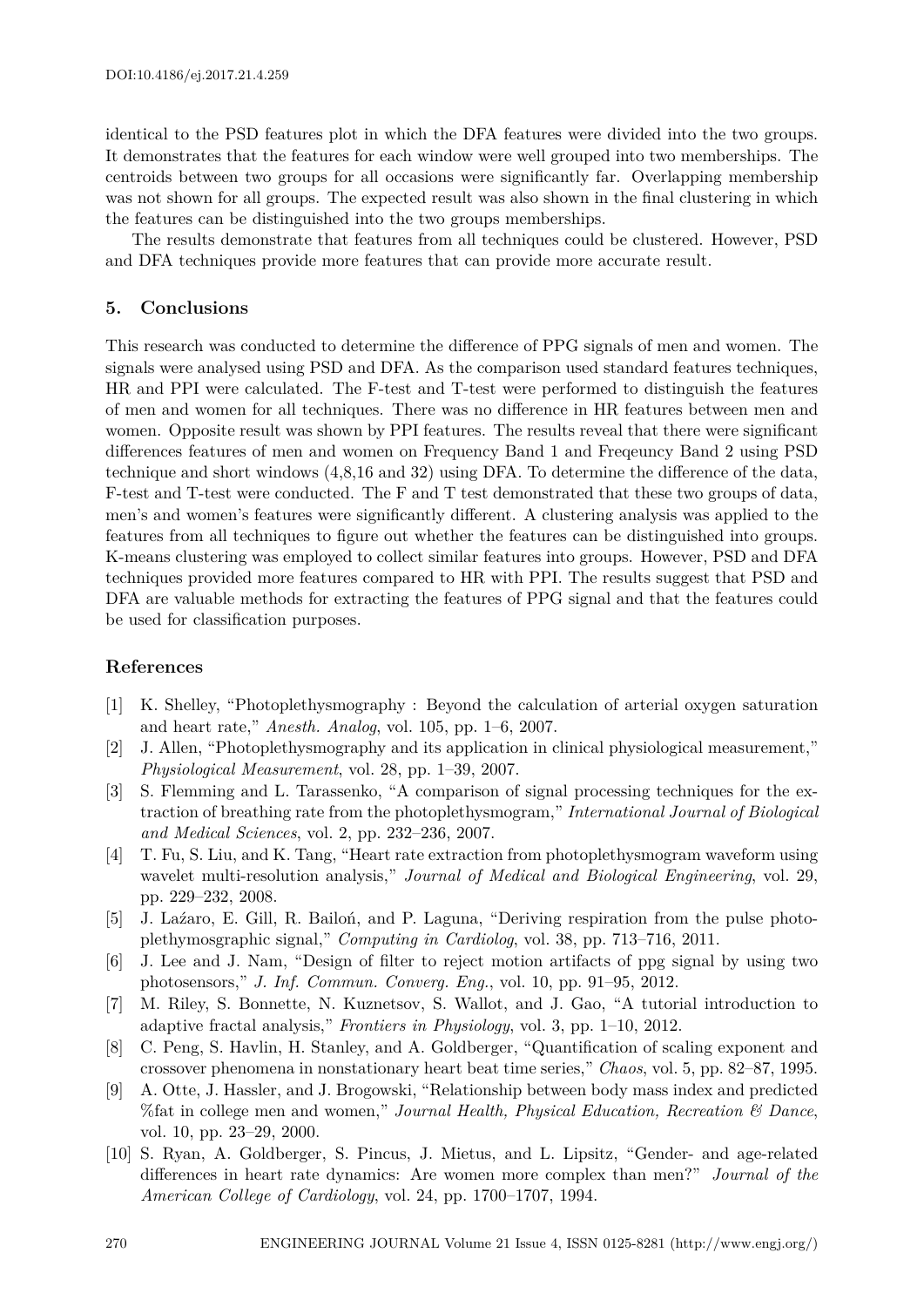identical to the PSD features plot in which the DFA features were divided into the two groups. It demonstrates that the features for each window were well grouped into two memberships. The centroids between two groups for all occasions were significantly far. Overlapping membership was not shown for all groups. The expected result was also shown in the final clustering in which the features can be distinguished into the two groups memberships.

The results demonstrate that features from all techniques could be clustered. However, PSD and DFA techniques provide more features that can provide more accurate result.

## 5. Conclusions

This research was conducted to determine the difference of PPG signals of men and women. The signals were analysed using PSD and DFA. As the comparison used standard features techniques, HR and PPI were calculated. The F-test and T-test were performed to distinguish the features of men and women for all techniques. There was no difference in HR features between men and women. Opposite result was shown by PPI features. The results reveal that there were significant differences features of men and women on Frequency Band 1 and Freqeuncy Band 2 using PSD technique and short windows (4,8,16 and 32) using DFA. To determine the difference of the data, F-test and T-test were conducted. The F and T test demonstrated that these two groups of data, men's and women's features were significantly different. A clustering analysis was applied to the features from all techniques to figure out whether the features can be distinguished into groups. K-means clustering was employed to collect similar features into groups. However, PSD and DFA techniques provided more features compared to HR with PPI. The results suggest that PSD and DFA are valuable methods for extracting the features of PPG signal and that the features could be used for classification purposes.

## References

[1] K. Shelley, "Photoplethysmography : Beyond the calculation of arterial oxygen saturation and heart rate," *Anesth. Analog*, vol. 105, pp. 1–6, 2007.

[2] J. Allen, "Photoplethysmography and its application in clinical physiological measurement," *Physiological Measurement*, vol. 28, pp. 1–39, 2007.

[3] S. Flemming and L. Tarassenko, "A comparison of signal processing techniques for the extraction of breathing rate from the photoplethysmogram," *International Journal of Biological and Medical Sciences*, vol. 2, pp. 232–236, 2007.

[4] T. Fu, S. Liu, and K. Tang, "Heart rate extraction from photoplethysmogram waveform using wavelet multi-resolution analysis," *Journal of Medical and Biological Engineering*, vol. 29, pp. 229–232, 2008.

[5] J. Laźaro, E. Gill, R. Bailoń, and P. Laguna, "Deriving respiration from the pulse photoplethymosgraphic signal," *Computing in Cardiolog*, vol. 38, pp. 713–716, 2011.

[6] J. Lee and J. Nam, "Design of filter to reject motion artifacts of ppg signal by using two photosensors," *J. Inf. Commun. Converg. Eng.*, vol. 10, pp. 91–95, 2012.

[7] M. Riley, S. Bonnette, N. Kuznetsov, S. Wallot, and J. Gao, "A tutorial introduction to adaptive fractal analysis," *Frontiers in Physiology*, vol. 3, pp. 1–10, 2012.

[8] C. Peng, S. Havlin, H. Stanley, and A. Goldberger, "Quantification of scaling exponent and crossover phenomena in nonstationary heart beat time series," *Chaos*, vol. 5, pp. 82–87, 1995.

[9] A. Otte, J. Hassler, and J. Brogowski, "Relationship between body mass index and predicted %fat in college men and women," *Journal Health, Physical Education, Recreation & Dance*, vol. 10, pp. 23–29, 2000.

[10] S. Ryan, A. Goldberger, S. Pincus, J. Mietus, and L. Lipsitz, "Gender- and age-related differences in heart rate dynamics: Are women more complex than men?" *Journal of the American College of Cardiology*, vol. 24, pp. 1700–1707, 1994.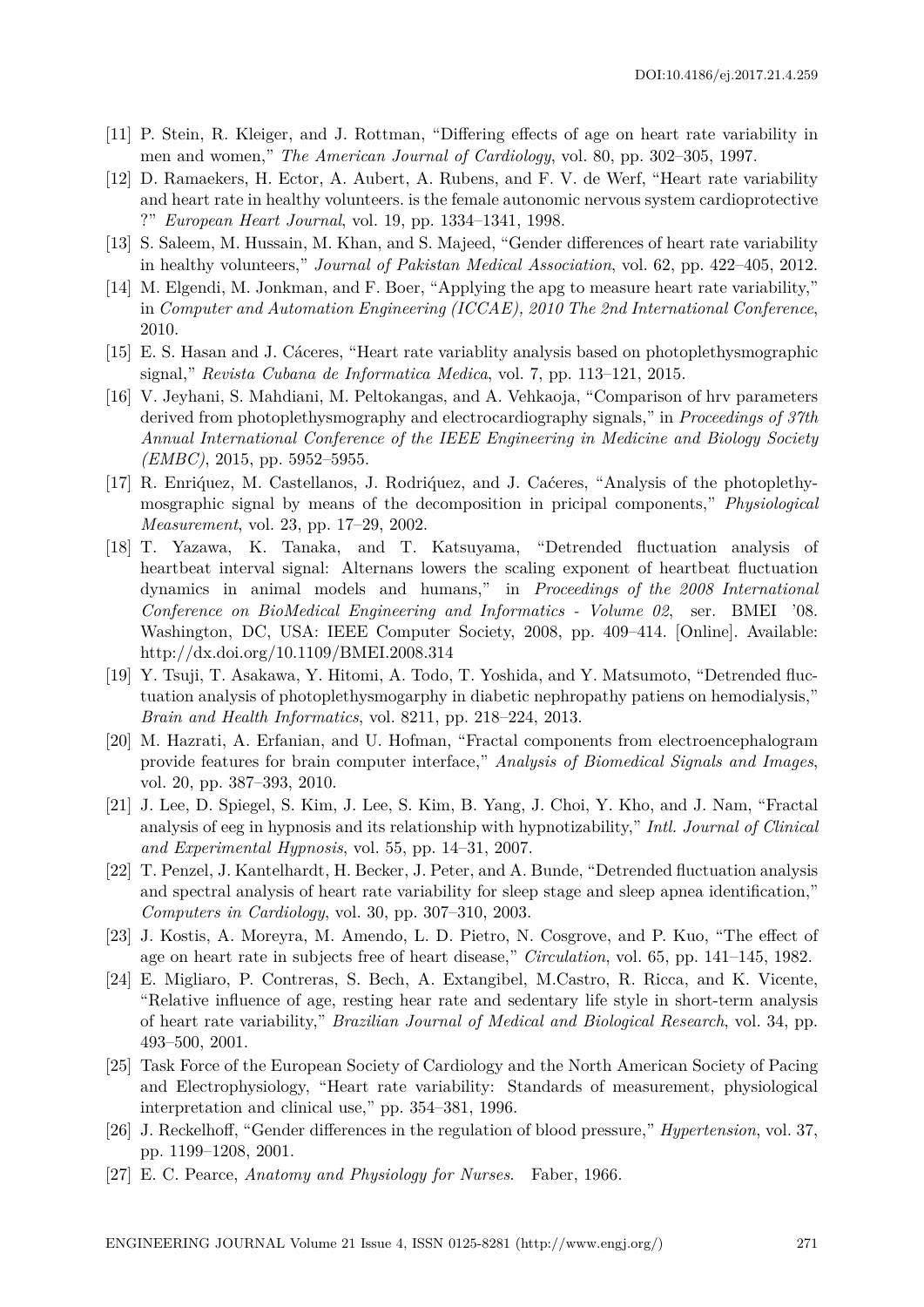[11] P. Stein, R. Kleiger, and J. Rottman, "Differing effects of age on heart rate variability in men and women," *The American Journal of Cardiology*, vol. 80, pp. 302–305, 1997.

[12] D. Ramaekers, H. Ector, A. Aubert, A. Rubens, and F. V. de Werf, "Heart rate variability and heart rate in healthy volunteers. is the female autonomic nervous system cardioprotective ?" *European Heart Journal*, vol. 19, pp. 1334–1341, 1998.

[13] S. Saleem, M. Hussain, M. Khan, and S. Majeed, "Gender differences of heart rate variability in healthy volunteers," *Journal of Pakistan Medical Association*, vol. 62, pp. 422–405, 2012.

[14] M. Elgendi, M. Jonkman, and F. Boer, "Applying the apg to measure heart rate variability," in *Computer and Automation Engineering (ICCAE), 2010 The 2nd International Conference*, 2010.

[15] E. S. Hasan and J. Cáceres, "Heart rate variablity analysis based on photoplethysmographic signal," *Revista Cubana de Informatica Medica*, vol. 7, pp. 113–121, 2015.

[16] V. Jeyhani, S. Mahdiani, M. Peltokangas, and A. Vehkaoja, "Comparison of hrv parameters derived from photoplethysmography and electrocardiography signals," in *Proceedings of 37th Annual International Conference of the IEEE Engineering in Medicine and Biology Society (EMBC)*, 2015, pp. 5952–5955.

[17] R. Enriq́uez, M. Castellanos, J. Rodriq́uez, and J. Caćeres, "Analysis of the photoplethymosgraphic signal by means of the decomposition in pricipal components," *Physiological Measurement*, vol. 23, pp. 17–29, 2002.

[18] T. Yazawa, K. Tanaka, and T. Katsuyama, "Detrended fluctuation analysis of heartbeat interval signal: Alternans lowers the scaling exponent of heartbeat fluctuation dynamics in animal models and humans," in *Proceedings of the 2008 International Conference on BioMedical Engineering and Informatics - Volume 02*, ser. BMEI '08. Washington, DC, USA: IEEE Computer Society, 2008, pp. 409–414. [Online]. Available: http://dx.doi.org/10.1109/BMEI.2008.314

[19] Y. Tsuji, T. Asakawa, Y. Hitomi, A. Todo, T. Yoshida, and Y. Matsumoto, "Detrended fluctuation analysis of photoplethysmogarphy in diabetic nephropathy patiens on hemodialysis," *Brain and Health Informatics*, vol. 8211, pp. 218–224, 2013.

[20] M. Hazrati, A. Erfanian, and U. Hofman, "Fractal components from electroencephalogram provide features for brain computer interface," *Analysis of Biomedical Signals and Images*, vol. 20, pp. 387–393, 2010.

[21] J. Lee, D. Spiegel, S. Kim, J. Lee, S. Kim, B. Yang, J. Choi, Y. Kho, and J. Nam, "Fractal analysis of eeg in hypnosis and its relationship with hypnotizability," *Intl. Journal of Clinical and Experimental Hypnosis*, vol. 55, pp. 14–31, 2007.

[22] T. Penzel, J. Kantelhardt, H. Becker, J. Peter, and A. Bunde, "Detrended fluctuation analysis and spectral analysis of heart rate variability for sleep stage and sleep apnea identification," *Computers in Cardiology*, vol. 30, pp. 307–310, 2003.

[23] J. Kostis, A. Moreyra, M. Amendo, L. D. Pietro, N. Cosgrove, and P. Kuo, "The effect of age on heart rate in subjects free of heart disease," *Circulation*, vol. 65, pp. 141–145, 1982.

[24] E. Migliaro, P. Contreras, S. Bech, A. Extangibel, M.Castro, R. Ricca, and K. Vicente, "Relative influence of age, resting hear rate and sedentary life style in short-term analysis of heart rate variability," *Brazilian Journal of Medical and Biological Research*, vol. 34, pp. 493–500, 2001.

[25] Task Force of the European Society of Cardiology and the North American Society of Pacing and Electrophysiology, "Heart rate variability: Standards of measurement, physiological interpretation and clinical use," pp. 354–381, 1996.

[26] J. Reckelhoff, "Gender differences in the regulation of blood pressure," *Hypertension*, vol. 37, pp. 1199–1208, 2001.

[27] E. C. Pearce, *Anatomy and Physiology for Nurses*. Faber, 1966.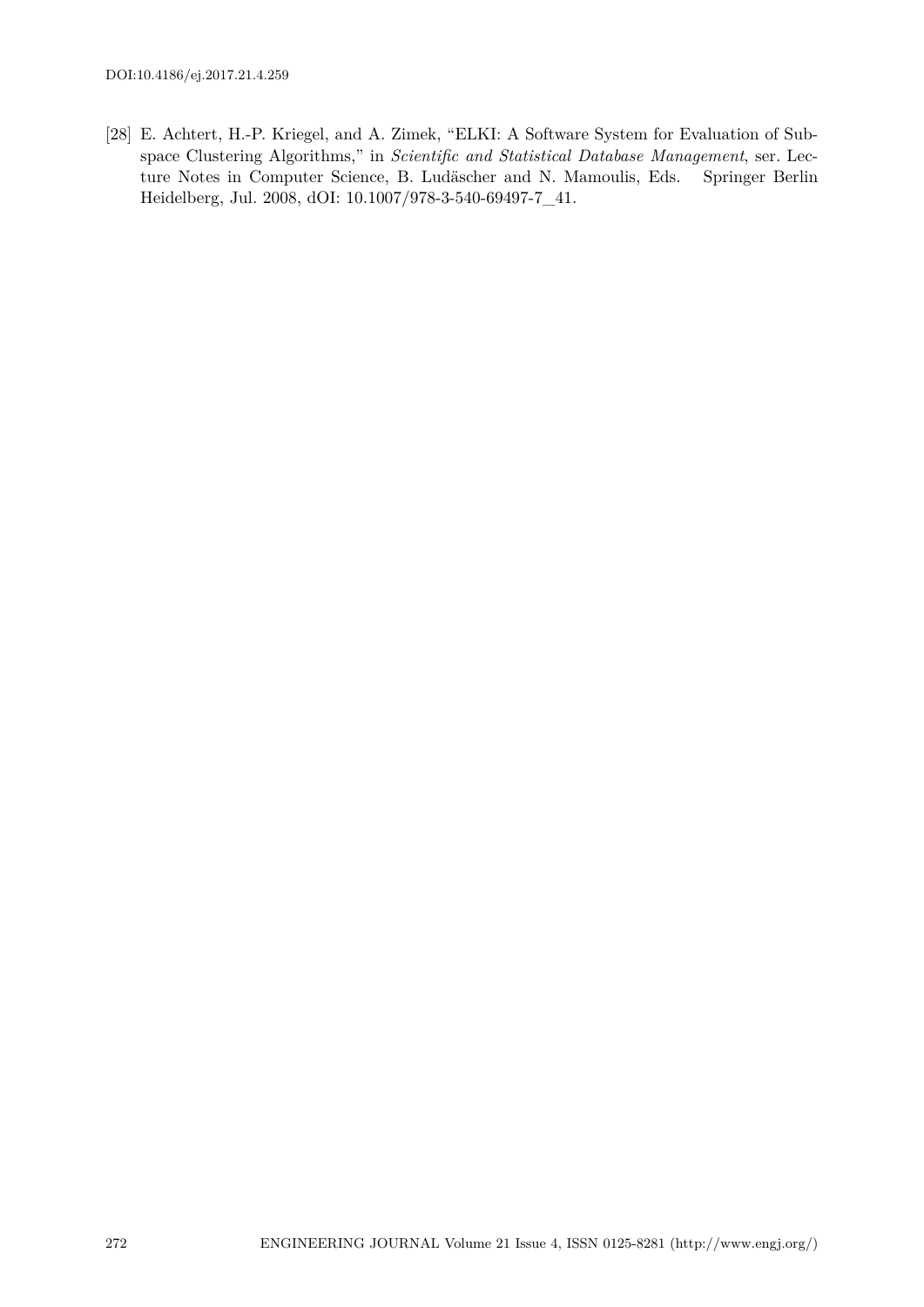[28] E. Achtert, H.-P. Kriegel, and A. Zimek, "ELKI: A Software System for Evaluation of Subspace Clustering Algorithms," in *Scientific and Statistical Database Management*, ser. Lecture Notes in Computer Science, B. Ludäscher and N. Mamoulis, Eds. Springer Berlin Heidelberg, Jul. 2008, dOI: 10.1007/978-3-540-69497-7_41.